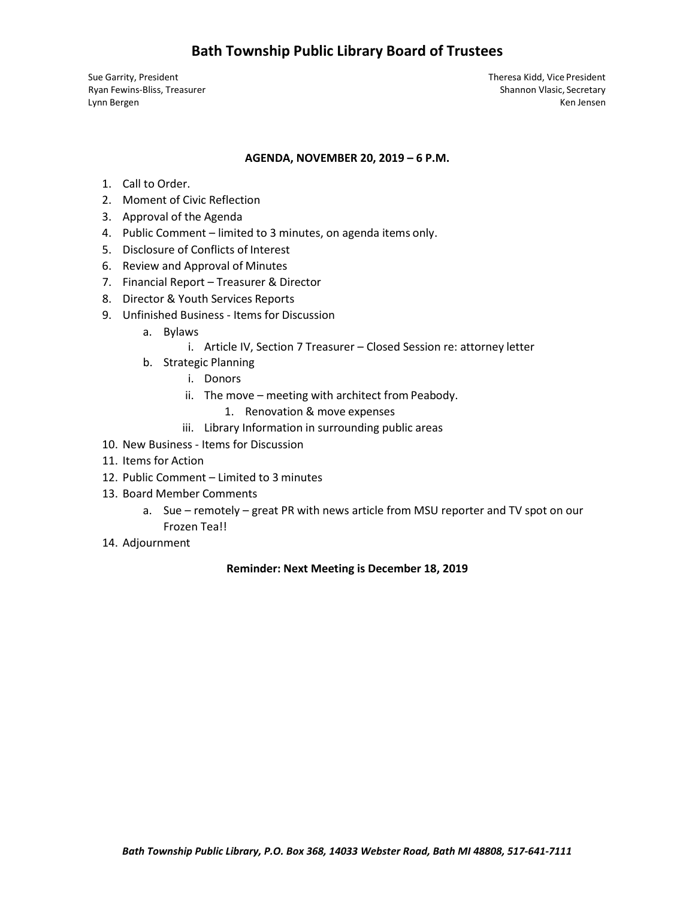# Bath Township Public Library Board of Trustees

Sue Garrity, President
Ryan Fewins-Bliss, Treasurer
Lynn Bergen

Theresa Kidd, Vice President
Shannon Vlasic, Secretary
Ken Jensen

**AGENDA, NOVEMBER 20, 2019 – 6 P.M.**

1. Call to Order.
2. Moment of Civic Reflection
3. Approval of the Agenda
4. Public Comment – limited to 3 minutes, on agenda items only.
5. Disclosure of Conflicts of Interest
6. Review and Approval of Minutes
7. Financial Report – Treasurer & Director
8. Director & Youth Services Reports
9. Unfinished Business - Items for Discussion
   a. Bylaws
      i. Article IV, Section 7 Treasurer – Closed Session re: attorney letter
   b. Strategic Planning
      i. Donors
      ii. The move – meeting with architect from Peabody.
         1. Renovation & move expenses
      iii. Library Information in surrounding public areas
10. New Business - Items for Discussion
11. Items for Action
12. Public Comment – Limited to 3 minutes
13. Board Member Comments
    a. Sue – remotely – great PR with news article from MSU reporter and TV spot on our Frozen Tea!!
14. Adjournment

**Reminder: Next Meeting is December 18, 2019**

***Bath Township Public Library, P.O. Box 368, 14033 Webster Road, Bath MI 48808, 517-641-7111***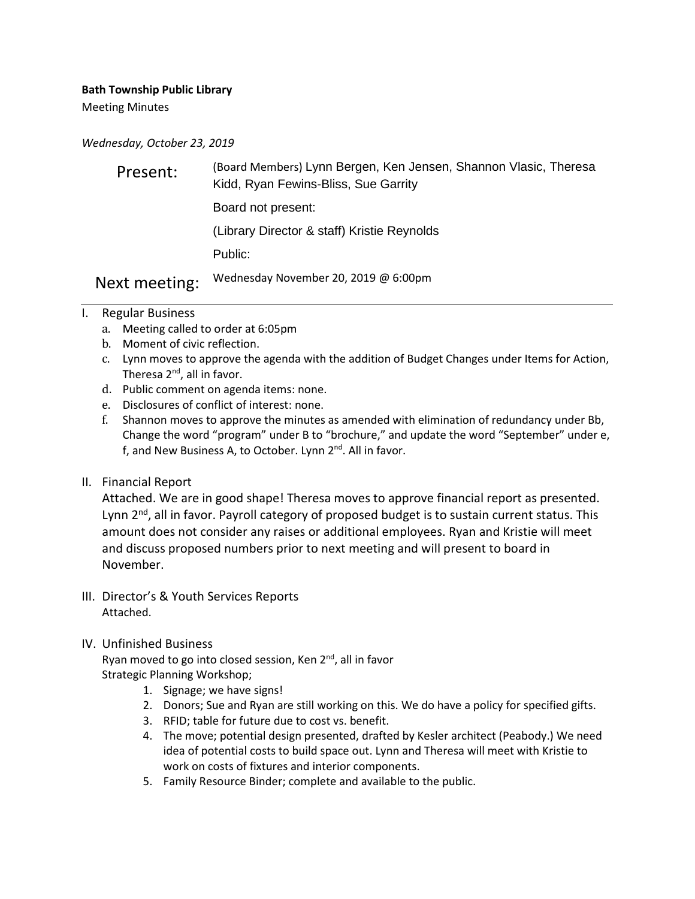**Bath Township Public Library**

Meeting Minutes

*Wednesday, October 23, 2019*

| | |
|---|---|
| Present: | (Board Members) Lynn Bergen, Ken Jensen, Shannon Vlasic, Theresa Kidd, Ryan Fewins-Bliss, Sue Garrity |
| | Board not present: |
| | (Library Director & staff) Kristie Reynolds |
| | Public: |
| Next meeting: | Wednesday November 20, 2019 @ 6:00pm |

---

I. Regular Business
   a. Meeting called to order at 6:05pm
   b. Moment of civic reflection.
   c. Lynn moves to approve the agenda with the addition of Budget Changes under Items for Action, Theresa 2nd, all in favor.
   d. Public comment on agenda items: none.
   e. Disclosures of conflict of interest: none.
   f. Shannon moves to approve the minutes as amended with elimination of redundancy under Bb, Change the word "program" under B to "brochure," and update the word "September" under e, f, and New Business A, to October. Lynn 2nd. All in favor.

II. Financial Report

Attached. We are in good shape! Theresa moves to approve financial report as presented. Lynn 2nd, all in favor. Payroll category of proposed budget is to sustain current status. This amount does not consider any raises or additional employees. Ryan and Kristie will meet and discuss proposed numbers prior to next meeting and will present to board in November.

III. Director's & Youth Services Reports

Attached.

IV. Unfinished Business

Ryan moved to go into closed session, Ken 2nd, all in favor

Strategic Planning Workshop;

1. Signage; we have signs!
2. Donors; Sue and Ryan are still working on this. We do have a policy for specified gifts.
3. RFID; table for future due to cost vs. benefit.
4. The move; potential design presented, drafted by Kesler architect (Peabody.) We need idea of potential costs to build space out. Lynn and Theresa will meet with Kristie to work on costs of fixtures and interior components.
5. Family Resource Binder; complete and available to the public.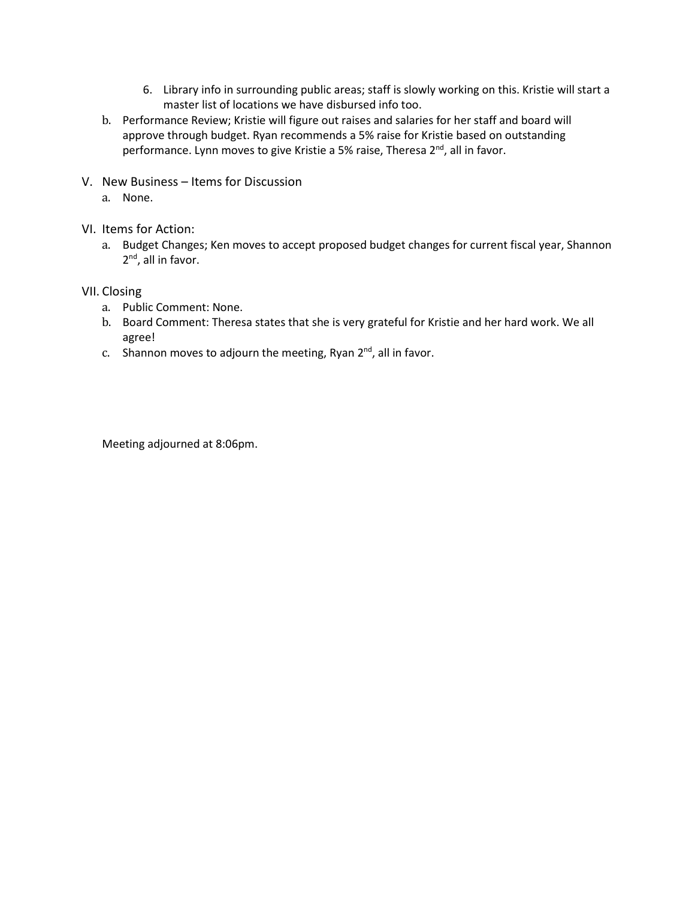6. Library info in surrounding public areas; staff is slowly working on this. Kristie will start a master list of locations we have disbursed info too.

b. Performance Review; Kristie will figure out raises and salaries for her staff and board will approve through budget. Ryan recommends a 5% raise for Kristie based on outstanding performance. Lynn moves to give Kristie a 5% raise, Theresa 2nd, all in favor.

V. New Business – Items for Discussion

a. None.

VI. Items for Action:

a. Budget Changes; Ken moves to accept proposed budget changes for current fiscal year, Shannon 2nd, all in favor.

VII. Closing

a. Public Comment: None.
b. Board Comment: Theresa states that she is very grateful for Kristie and her hard work. We all agree!
c. Shannon moves to adjourn the meeting, Ryan 2nd, all in favor.

Meeting adjourned at 8:06pm.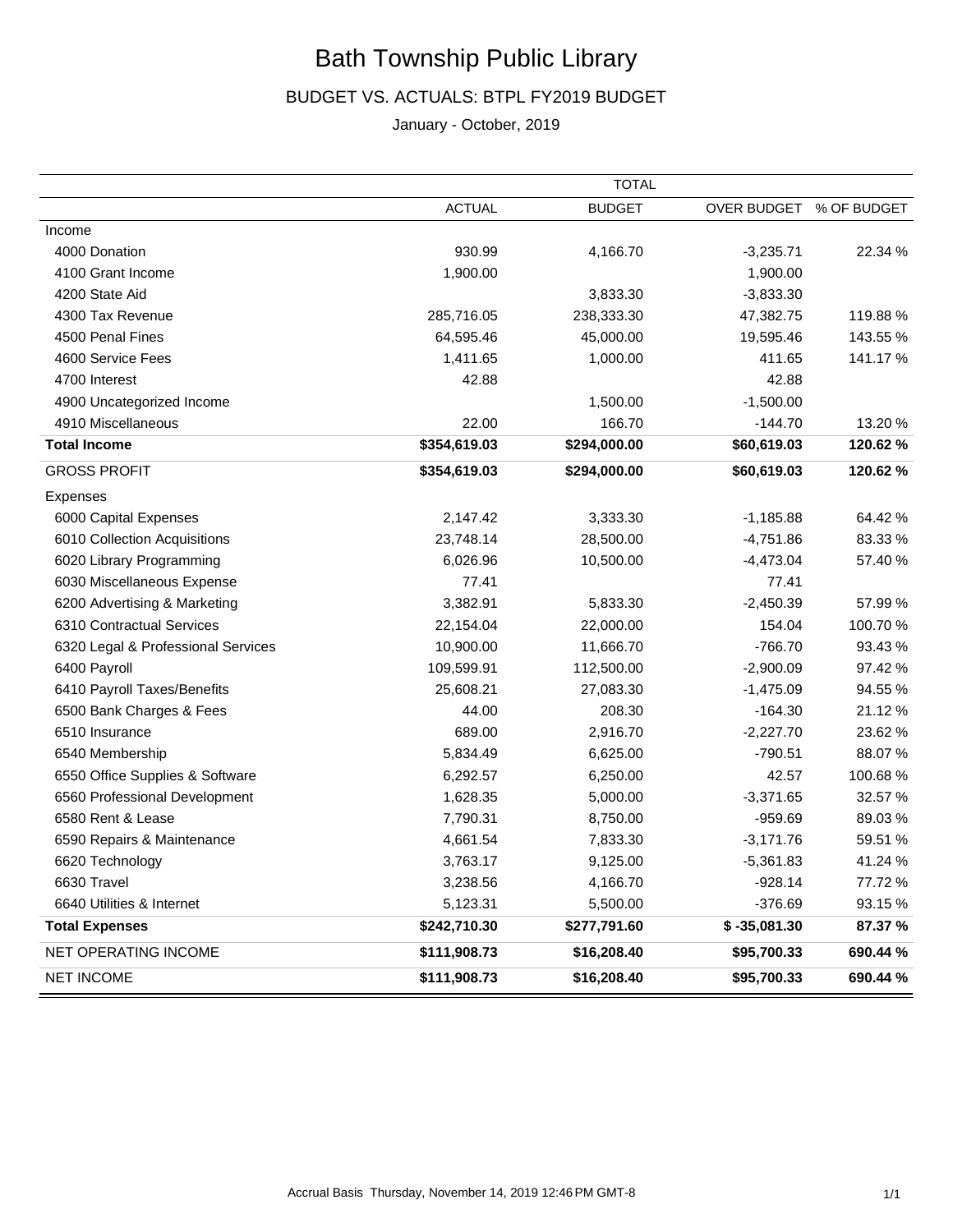# Bath Township Public Library

## BUDGET VS. ACTUALS: BTPL FY2019 BUDGET

January - October, 2019

| | TOTAL | | | |
|---|---|---|---|---|
| | ACTUAL | BUDGET | OVER BUDGET | % OF BUDGET |
| Income | | | | |
| 4000 Donation | 930.99 | 4,166.70 | -3,235.71 | 22.34 % |
| 4100 Grant Income | 1,900.00 | | 1,900.00 | |
| 4200 State Aid | | 3,833.30 | -3,833.30 | |
| 4300 Tax Revenue | 285,716.05 | 238,333.30 | 47,382.75 | 119.88 % |
| 4500 Penal Fines | 64,595.46 | 45,000.00 | 19,595.46 | 143.55 % |
| 4600 Service Fees | 1,411.65 | 1,000.00 | 411.65 | 141.17 % |
| 4700 Interest | 42.88 | | 42.88 | |
| 4900 Uncategorized Income | | 1,500.00 | -1,500.00 | |
| 4910 Miscellaneous | 22.00 | 166.70 | -144.70 | 13.20 % |
| **Total Income** | **$354,619.03** | **$294,000.00** | **$60,619.03** | **120.62 %** |
| GROSS PROFIT | **$354,619.03** | **$294,000.00** | **$60,619.03** | **120.62 %** |
| Expenses | | | | |
| 6000 Capital Expenses | 2,147.42 | 3,333.30 | -1,185.88 | 64.42 % |
| 6010 Collection Acquisitions | 23,748.14 | 28,500.00 | -4,751.86 | 83.33 % |
| 6020 Library Programming | 6,026.96 | 10,500.00 | -4,473.04 | 57.40 % |
| 6030 Miscellaneous Expense | 77.41 | | 77.41 | |
| 6200 Advertising & Marketing | 3,382.91 | 5,833.30 | -2,450.39 | 57.99 % |
| 6310 Contractual Services | 22,154.04 | 22,000.00 | 154.04 | 100.70 % |
| 6320 Legal & Professional Services | 10,900.00 | 11,666.70 | -766.70 | 93.43 % |
| 6400 Payroll | 109,599.91 | 112,500.00 | -2,900.09 | 97.42 % |
| 6410 Payroll Taxes/Benefits | 25,608.21 | 27,083.30 | -1,475.09 | 94.55 % |
| 6500 Bank Charges & Fees | 44.00 | 208.30 | -164.30 | 21.12 % |
| 6510 Insurance | 689.00 | 2,916.70 | -2,227.70 | 23.62 % |
| 6540 Membership | 5,834.49 | 6,625.00 | -790.51 | 88.07 % |
| 6550 Office Supplies & Software | 6,292.57 | 6,250.00 | 42.57 | 100.68 % |
| 6560 Professional Development | 1,628.35 | 5,000.00 | -3,371.65 | 32.57 % |
| 6580 Rent & Lease | 7,790.31 | 8,750.00 | -959.69 | 89.03 % |
| 6590 Repairs & Maintenance | 4,661.54 | 7,833.30 | -3,171.76 | 59.51 % |
| 6620 Technology | 3,763.17 | 9,125.00 | -5,361.83 | 41.24 % |
| 6630 Travel | 3,238.56 | 4,166.70 | -928.14 | 77.72 % |
| 6640 Utilities & Internet | 5,123.31 | 5,500.00 | -376.69 | 93.15 % |
| **Total Expenses** | **$242,710.30** | **$277,791.60** | **$ -35,081.30** | **87.37 %** |
| NET OPERATING INCOME | **$111,908.73** | **$16,208.40** | **$95,700.33** | **690.44 %** |
| NET INCOME | **$111,908.73** | **$16,208.40** | **$95,700.33** | **690.44 %** |

Accrual Basis Thursday, November 14, 2019 12:46 PM GMT-8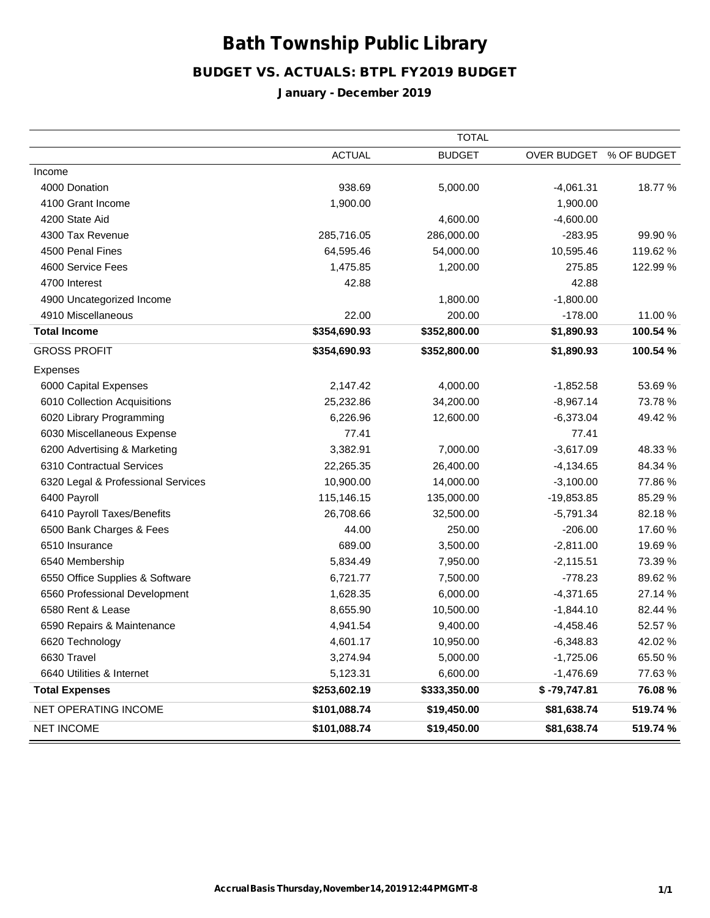# Bath Township Public Library

## BUDGET VS. ACTUALS: BTPL FY2019 BUDGET

### January - December 2019

| | TOTAL | | | |
|---|---|---|---|---|
| | ACTUAL | BUDGET | OVER BUDGET | % OF BUDGET |
| Income | | | | |
| 4000 Donation | 938.69 | 5,000.00 | -4,061.31 | 18.77 % |
| 4100 Grant Income | 1,900.00 | | 1,900.00 | |
| 4200 State Aid | | 4,600.00 | -4,600.00 | |
| 4300 Tax Revenue | 285,716.05 | 286,000.00 | -283.95 | 99.90 % |
| 4500 Penal Fines | 64,595.46 | 54,000.00 | 10,595.46 | 119.62 % |
| 4600 Service Fees | 1,475.85 | 1,200.00 | 275.85 | 122.99 % |
| 4700 Interest | 42.88 | | 42.88 | |
| 4900 Uncategorized Income | | 1,800.00 | -1,800.00 | |
| 4910 Miscellaneous | 22.00 | 200.00 | -178.00 | 11.00 % |
| **Total Income** | **$354,690.93** | **$352,800.00** | **$1,890.93** | **100.54 %** |
| GROSS PROFIT | **$354,690.93** | **$352,800.00** | **$1,890.93** | **100.54 %** |
| Expenses | | | | |
| 6000 Capital Expenses | 2,147.42 | 4,000.00 | -1,852.58 | 53.69 % |
| 6010 Collection Acquisitions | 25,232.86 | 34,200.00 | -8,967.14 | 73.78 % |
| 6020 Library Programming | 6,226.96 | 12,600.00 | -6,373.04 | 49.42 % |
| 6030 Miscellaneous Expense | 77.41 | | 77.41 | |
| 6200 Advertising & Marketing | 3,382.91 | 7,000.00 | -3,617.09 | 48.33 % |
| 6310 Contractual Services | 22,265.35 | 26,400.00 | -4,134.65 | 84.34 % |
| 6320 Legal & Professional Services | 10,900.00 | 14,000.00 | -3,100.00 | 77.86 % |
| 6400 Payroll | 115,146.15 | 135,000.00 | -19,853.85 | 85.29 % |
| 6410 Payroll Taxes/Benefits | 26,708.66 | 32,500.00 | -5,791.34 | 82.18 % |
| 6500 Bank Charges & Fees | 44.00 | 250.00 | -206.00 | 17.60 % |
| 6510 Insurance | 689.00 | 3,500.00 | -2,811.00 | 19.69 % |
| 6540 Membership | 5,834.49 | 7,950.00 | -2,115.51 | 73.39 % |
| 6550 Office Supplies & Software | 6,721.77 | 7,500.00 | -778.23 | 89.62 % |
| 6560 Professional Development | 1,628.35 | 6,000.00 | -4,371.65 | 27.14 % |
| 6580 Rent & Lease | 8,655.90 | 10,500.00 | -1,844.10 | 82.44 % |
| 6590 Repairs & Maintenance | 4,941.54 | 9,400.00 | -4,458.46 | 52.57 % |
| 6620 Technology | 4,601.17 | 10,950.00 | -6,348.83 | 42.02 % |
| 6630 Travel | 3,274.94 | 5,000.00 | -1,725.06 | 65.50 % |
| 6640 Utilities & Internet | 5,123.31 | 6,600.00 | -1,476.69 | 77.63 % |
| **Total Expenses** | **$253,602.19** | **$333,350.00** | **$ -79,747.81** | **76.08 %** |
| NET OPERATING INCOME | **$101,088.74** | **$19,450.00** | **$81,638.74** | **519.74 %** |
| NET INCOME | **$101,088.74** | **$19,450.00** | **$81,638.74** | **519.74 %** |

Accrual Basis Thursday, November 14, 2019 12:44 PM GMT-8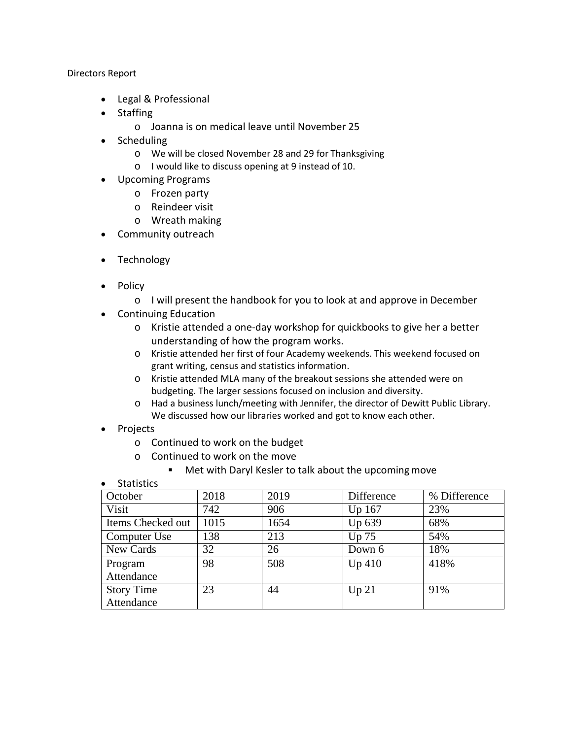Directors Report

- Legal & Professional
- Staffing
  - Joanna is on medical leave until November 25
- Scheduling
  - We will be closed November 28 and 29 for Thanksgiving
  - I would like to discuss opening at 9 instead of 10.
- Upcoming Programs
  - Frozen party
  - Reindeer visit
  - Wreath making
- Community outreach
- Technology
- Policy
  - I will present the handbook for you to look at and approve in December
- Continuing Education
  - Kristie attended a one-day workshop for quickbooks to give her a better understanding of how the program works.
  - Kristie attended her first of four Academy weekends. This weekend focused on grant writing, census and statistics information.
  - Kristie attended MLA many of the breakout sessions she attended were on budgeting. The larger sessions focused on inclusion and diversity.
  - Had a business lunch/meeting with Jennifer, the director of Dewitt Public Library. We discussed how our libraries worked and got to know each other.
- Projects
  - Continued to work on the budget
  - Continued to work on the move
    - Met with Daryl Kesler to talk about the upcoming move
- Statistics

| October | 2018 | 2019 | Difference | % Difference |
|---|---|---|---|---|
| Visit | 742 | 906 | Up 167 | 23% |
| Items Checked out | 1015 | 1654 | Up 639 | 68% |
| Computer Use | 138 | 213 | Up 75 | 54% |
| New Cards | 32 | 26 | Down 6 | 18% |
| Program Attendance | 98 | 508 | Up 410 | 418% |
| Story Time Attendance | 23 | 44 | Up 21 | 91% |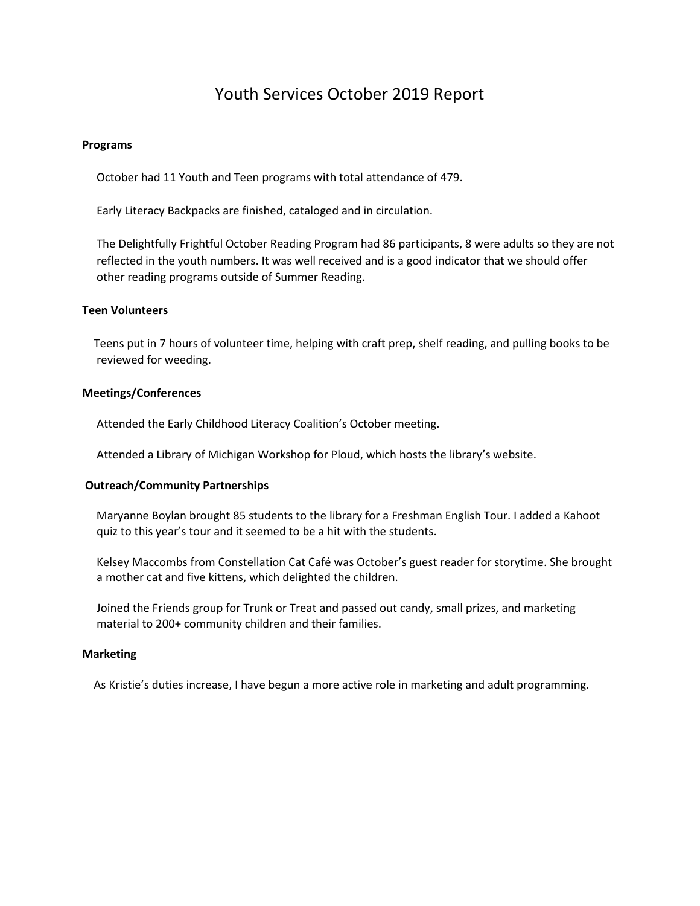# Youth Services October 2019 Report

**Programs**

October had 11 Youth and Teen programs with total attendance of 479.

Early Literacy Backpacks are finished, cataloged and in circulation.

The Delightfully Frightful October Reading Program had 86 participants, 8 were adults so they are not reflected in the youth numbers. It was well received and is a good indicator that we should offer other reading programs outside of Summer Reading.

**Teen Volunteers**

Teens put in 7 hours of volunteer time, helping with craft prep, shelf reading, and pulling books to be reviewed for weeding.

**Meetings/Conferences**

Attended the Early Childhood Literacy Coalition's October meeting.

Attended a Library of Michigan Workshop for Ploud, which hosts the library's website.

**Outreach/Community Partnerships**

Maryanne Boylan brought 85 students to the library for a Freshman English Tour. I added a Kahoot quiz to this year's tour and it seemed to be a hit with the students.

Kelsey Maccombs from Constellation Cat Café was October's guest reader for storytime. She brought a mother cat and five kittens, which delighted the children.

Joined the Friends group for Trunk or Treat and passed out candy, small prizes, and marketing material to 200+ community children and their families.

**Marketing**

As Kristie's duties increase, I have begun a more active role in marketing and adult programming.